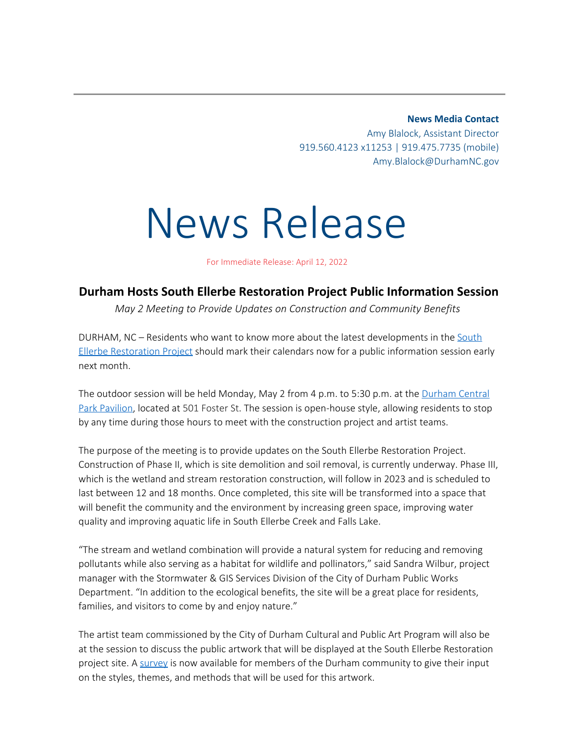**News Media Contact**
Amy Blalock, Assistant Director
919.560.4123 x11253 | 919.475.7735 (mobile)
Amy.Blalock@DurhamNC.gov

# News Release

For Immediate Release: April 12, 2022

## Durham Hosts South Ellerbe Restoration Project Public Information Session

*May 2 Meeting to Provide Updates on Construction and Community Benefits*

DURHAM, NC – Residents who want to know more about the latest developments in the South Ellerbe Restoration Project should mark their calendars now for a public information session early next month.

The outdoor session will be held Monday, May 2 from 4 p.m. to 5:30 p.m. at the Durham Central Park Pavilion, located at 501 Foster St. The session is open-house style, allowing residents to stop by any time during those hours to meet with the construction project and artist teams.

The purpose of the meeting is to provide updates on the South Ellerbe Restoration Project. Construction of Phase II, which is site demolition and soil removal, is currently underway. Phase III, which is the wetland and stream restoration construction, will follow in 2023 and is scheduled to last between 12 and 18 months. Once completed, this site will be transformed into a space that will benefit the community and the environment by increasing green space, improving water quality and improving aquatic life in South Ellerbe Creek and Falls Lake.

"The stream and wetland combination will provide a natural system for reducing and removing pollutants while also serving as a habitat for wildlife and pollinators," said Sandra Wilbur, project manager with the Stormwater & GIS Services Division of the City of Durham Public Works Department. "In addition to the ecological benefits, the site will be a great place for residents, families, and visitors to come by and enjoy nature."

The artist team commissioned by the City of Durham Cultural and Public Art Program will also be at the session to discuss the public artwork that will be displayed at the South Ellerbe Restoration project site. A survey is now available for members of the Durham community to give their input on the styles, themes, and methods that will be used for this artwork.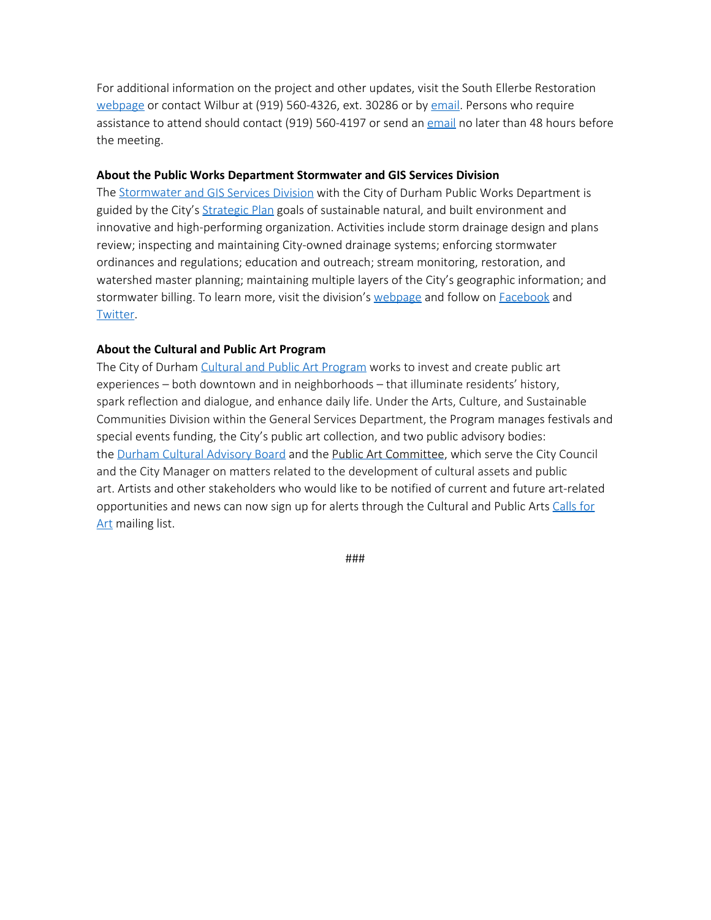For additional information on the project and other updates, visit the South Ellerbe Restoration webpage or contact Wilbur at (919) 560-4326, ext. 30286 or by email. Persons who require assistance to attend should contact (919) 560-4197 or send an email no later than 48 hours before the meeting.

**About the Public Works Department Stormwater and GIS Services Division**

The Stormwater and GIS Services Division with the City of Durham Public Works Department is guided by the City's Strategic Plan goals of sustainable natural, and built environment and innovative and high-performing organization. Activities include storm drainage design and plans review; inspecting and maintaining City-owned drainage systems; enforcing stormwater ordinances and regulations; education and outreach; stream monitoring, restoration, and watershed master planning; maintaining multiple layers of the City's geographic information; and stormwater billing. To learn more, visit the division's webpage and follow on Facebook and Twitter.

**About the Cultural and Public Art Program**

The City of Durham Cultural and Public Art Program works to invest and create public art experiences – both downtown and in neighborhoods – that illuminate residents' history, spark reflection and dialogue, and enhance daily life. Under the Arts, Culture, and Sustainable Communities Division within the General Services Department, the Program manages festivals and special events funding, the City's public art collection, and two public advisory bodies: the Durham Cultural Advisory Board and the Public Art Committee, which serve the City Council and the City Manager on matters related to the development of cultural assets and public art. Artists and other stakeholders who would like to be notified of current and future art-related opportunities and news can now sign up for alerts through the Cultural and Public Arts Calls for Art mailing list.

###